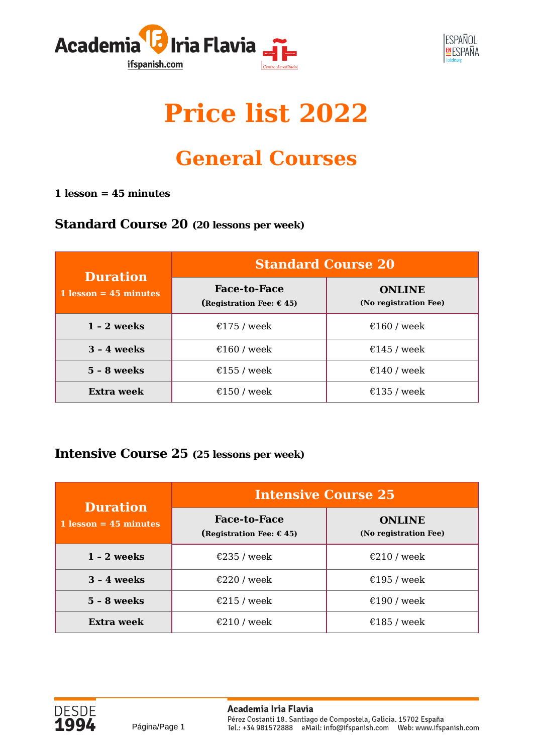# Price list 2022

## General Courses

**1 lesson = 45 minutes**

### Standard Course 20 (20 lessons per week)

| Duration<br>1 lesson = 45 minutes | Standard Course 20 | |
|---|---|---|
| | **Face-to-Face**<br>(Registration Fee: € 45) | **ONLINE**<br>(No registration Fee) |
| **1 – 2 weeks** | €175 / week | €160 / week |
| **3 – 4 weeks** | €160 / week | €145 / week |
| **5 – 8 weeks** | €155 / week | €140 / week |
| **Extra week** | €150 / week | €135 / week |

### Intensive Course 25 (25 lessons per week)

| Duration<br>1 lesson = 45 minutes | Intensive Course 25 | |
|---|---|---|
| | **Face-to-Face**<br>(Registration Fee: € 45) | **ONLINE**<br>(No registration Fee) |
| **1 – 2 weeks** | €235 / week | €210 / week |
| **3 – 4 weeks** | €220 / week | €195 / week |
| **5 – 8 weeks** | €215 / week | €190 / week |
| **Extra week** | €210 / week | €185 / week |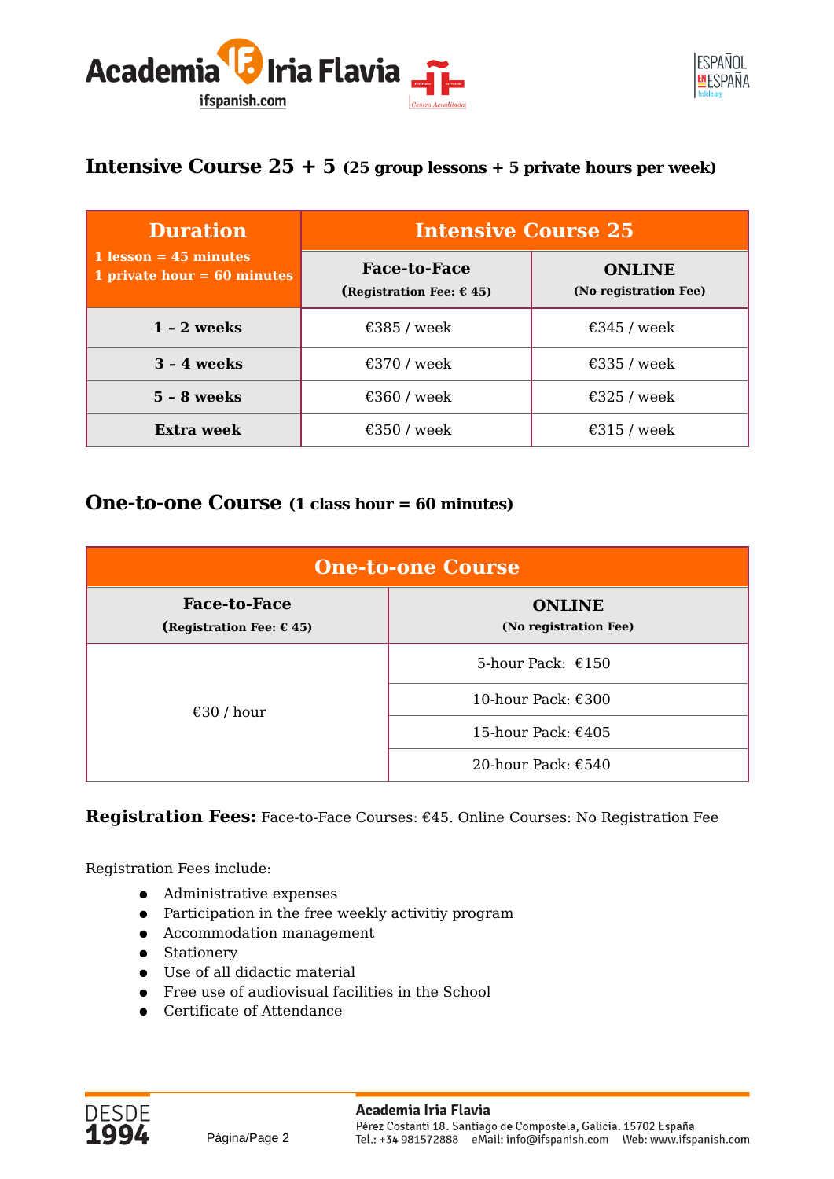## Intensive Course 25 + 5 (25 group lessons + 5 private hours per week)

| Duration<br>1 lesson = 45 minutes<br>1 private hour = 60 minutes | Intensive Course 25 | |
|---|---|---|
| | **Face-to-Face**<br>(Registration Fee: € 45) | **ONLINE**<br>(No registration Fee) |
| **1 – 2 weeks** | €385 / week | €345 / week |
| **3 – 4 weeks** | €370 / week | €335 / week |
| **5 – 8 weeks** | €360 / week | €325 / week |
| **Extra week** | €350 / week | €315 / week |

## One-to-one Course (1 class hour = 60 minutes)

| One-to-one Course | |
|---|---|
| **Face-to-Face**<br>(Registration Fee: € 45) | **ONLINE**<br>(No registration Fee) |
| €30 / hour | 5-hour Pack: €150 |
| | 10-hour Pack: €300 |
| | 15-hour Pack: €405 |
| | 20-hour Pack: €540 |

**Registration Fees:** Face-to-Face Courses: €45. Online Courses: No Registration Fee

Registration Fees include:

- Administrative expenses
- Participation in the free weekly activitiy program
- Accommodation management
- Stationery
- Use of all didactic material
- Free use of audiovisual facilities in the School
- Certificate of Attendance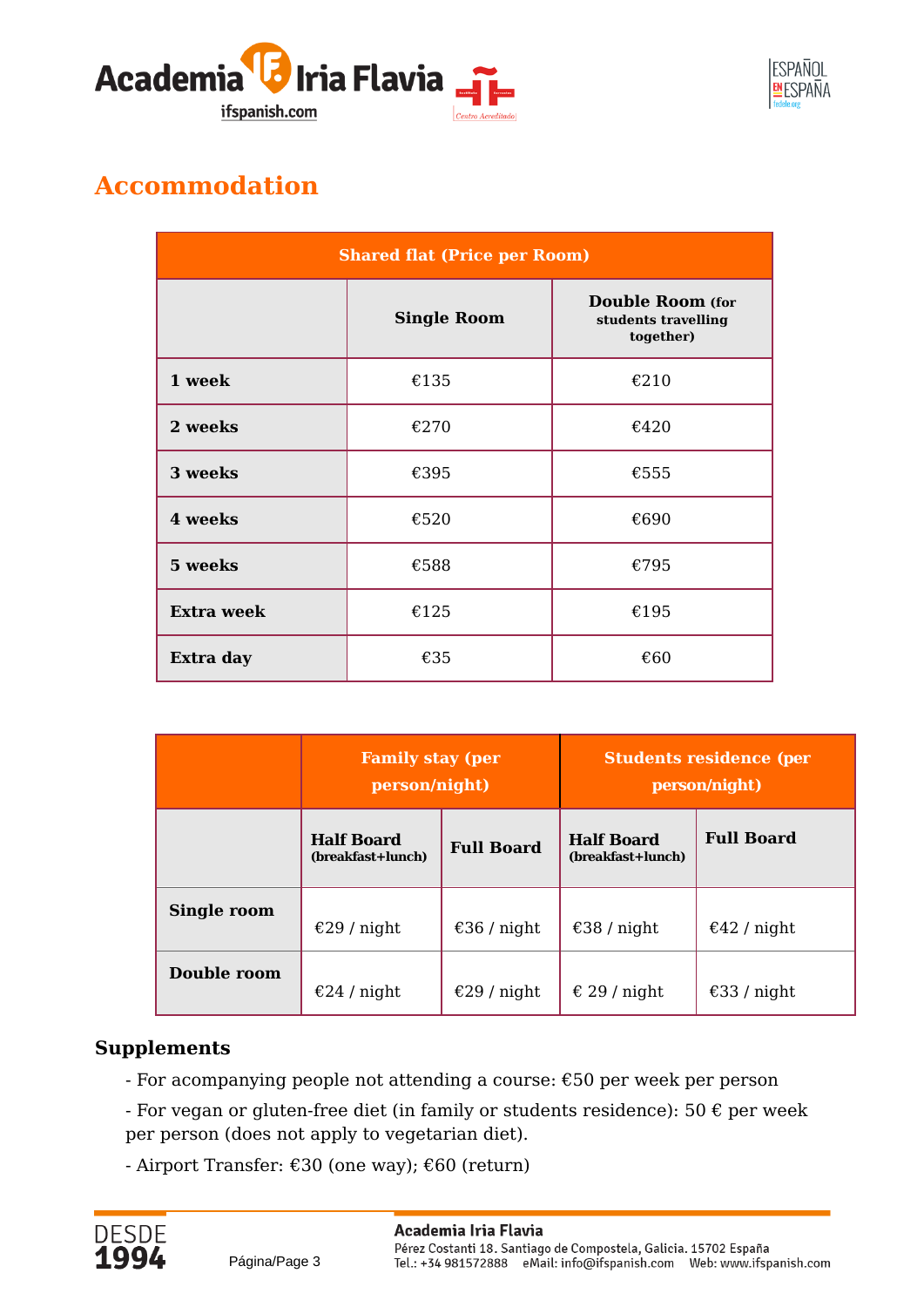# Accommodation

| Shared flat (Price per Room) | | |
|---|---|---|
| | **Single Room** | **Double Room** (for students travelling together) |
| **1 week** | €135 | €210 |
| **2 weeks** | €270 | €420 |
| **3 weeks** | €395 | €555 |
| **4 weeks** | €520 | €690 |
| **5 weeks** | €588 | €795 |
| **Extra week** | €125 | €195 |
| **Extra day** | €35 | €60 |

| | Family stay (per person/night) | | Students residence (per person/night) | |
|---|---|---|---|---|
| | **Half Board** (breakfast+lunch) | **Full Board** | **Half Board** (breakfast+lunch) | **Full Board** |
| **Single room** | €29 / night | €36 / night | €38 / night | €42 / night |
| **Double room** | €24 / night | €29 / night | € 29 / night | €33 / night |

### Supplements

- For acompanying people not attending a course: €50 per week per person
- For vegan or gluten-free diet (in family or students residence): 50 € per week per person (does not apply to vegetarian diet).
- Airport Transfer: €30 (one way); €60 (return)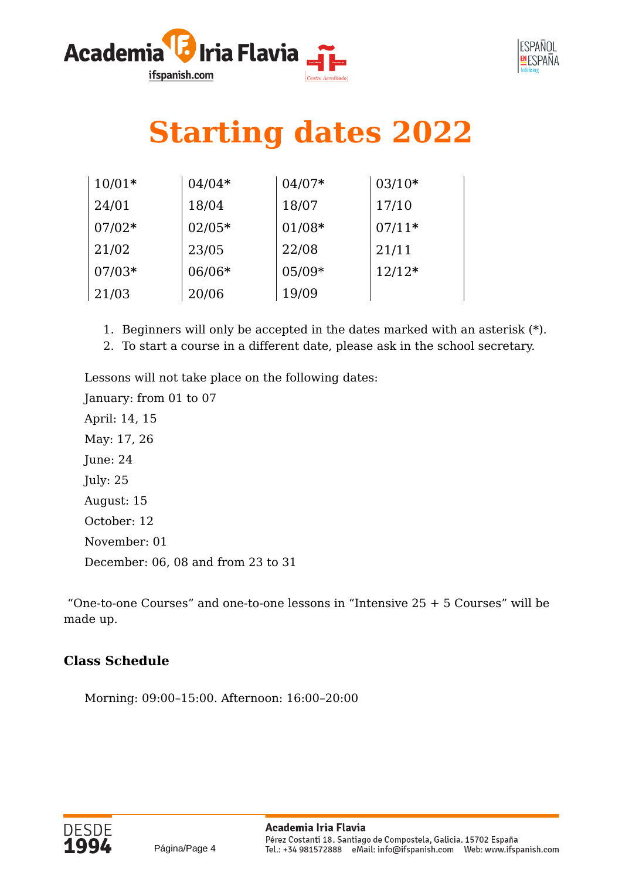# Starting dates 2022

| | | | |
|---|---|---|---|
| 10/01* | 04/04* | 04/07* | 03/10* |
| 24/01 | 18/04 | 18/07 | 17/10 |
| 07/02* | 02/05* | 01/08* | 07/11* |
| 21/02 | 23/05 | 22/08 | 21/11 |
| 07/03* | 06/06* | 05/09* | 12/12* |
| 21/03 | 20/06 | 19/09 | |

1. Beginners will only be accepted in the dates marked with an asterisk (*).
2. To start a course in a different date, please ask in the school secretary.

Lessons will not take place on the following dates:

January: from 01 to 07

April: 14, 15

May: 17, 26

June: 24

July: 25

August: 15

October: 12

November: 01

December: 06, 08 and from 23 to 31

"One-to-one Courses" and one-to-one lessons in "Intensive 25 + 5 Courses" will be made up.

### Class Schedule

Morning: 09:00–15:00. Afternoon: 16:00–20:00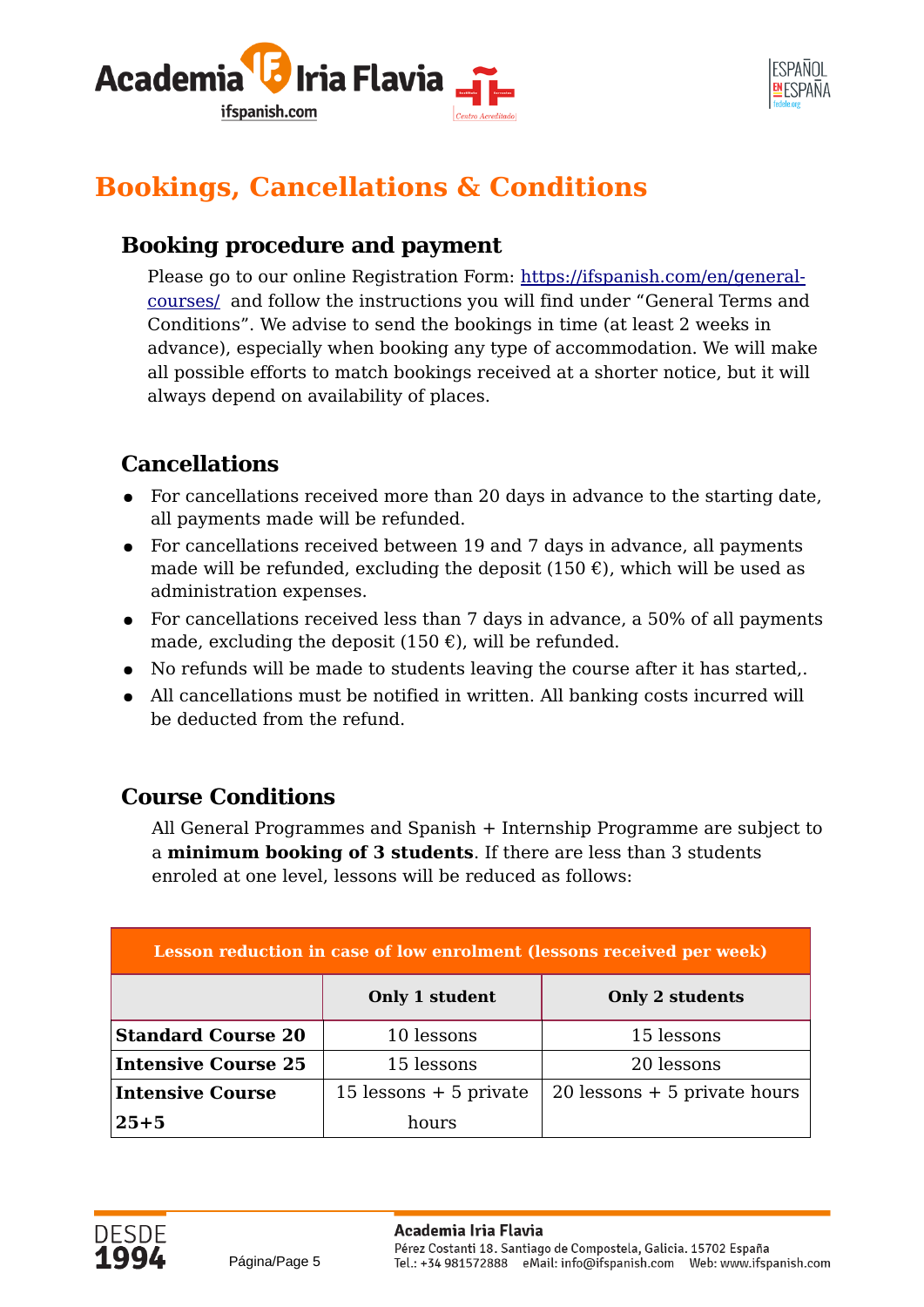# Bookings, Cancellations & Conditions

## Booking procedure and payment

Please go to our online Registration Form: [https://ifspanish.com/en/general-courses/](https://ifspanish.com/en/general-courses/) and follow the instructions you will find under "General Terms and Conditions". We advise to send the bookings in time (at least 2 weeks in advance), especially when booking any type of accommodation. We will make all possible efforts to match bookings received at a shorter notice, but it will always depend on availability of places.

## Cancellations

- For cancellations received more than 20 days in advance to the starting date, all payments made will be refunded.
- For cancellations received between 19 and 7 days in advance, all payments made will be refunded, excluding the deposit (150 €), which will be used as administration expenses.
- For cancellations received less than 7 days in advance, a 50% of all payments made, excluding the deposit (150 €), will be refunded.
- No refunds will be made to students leaving the course after it has started,.
- All cancellations must be notified in written. All banking costs incurred will be deducted from the refund.

## Course Conditions

All General Programmes and Spanish + Internship Programme are subject to a **minimum booking of 3 students**. If there are less than 3 students enroled at one level, lessons will be reduced as follows:

| Lesson reduction in case of low enrolment (lessons received per week) | | |
|---|---|---|
| | **Only 1 student** | **Only 2 students** |
| **Standard Course 20** | 10 lessons | 15 lessons |
| **Intensive Course 25** | 15 lessons | 20 lessons |
| **Intensive Course 25+5** | 15 lessons + 5 private hours | 20 lessons + 5 private hours |